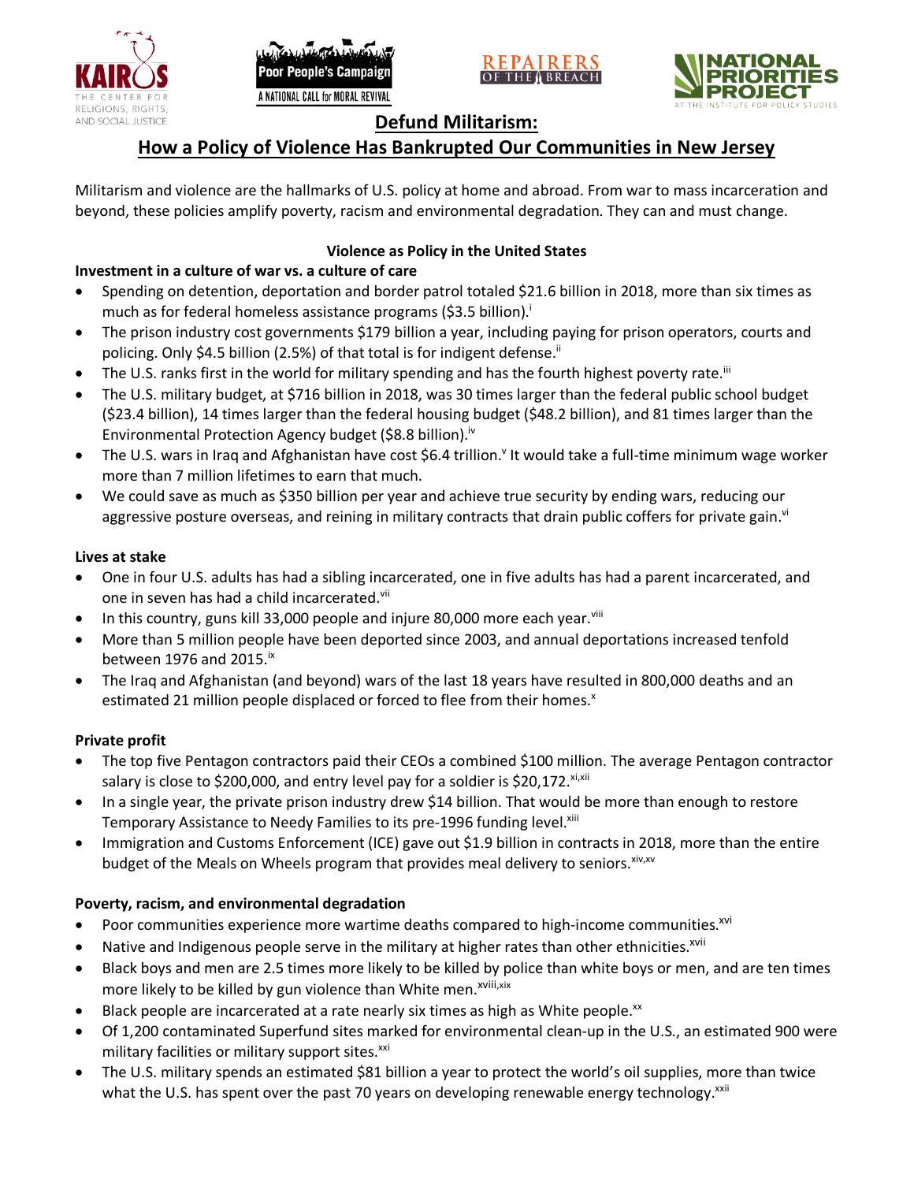# Defund Militarism:

## How a Policy of Violence Has Bankrupted Our Communities in New Jersey

Militarism and violence are the hallmarks of U.S. policy at home and abroad. From war to mass incarceration and beyond, these policies amplify poverty, racism and environmental degradation. They can and must change.

### Violence as Policy in the United States

**Investment in a culture of war vs. a culture of care**

- Spending on detention, deportation and border patrol totaled $21.6 billion in 2018, more than six times as much as for federal homeless assistance programs ($3.5 billion).[i]
- The prison industry cost governments $179 billion a year, including paying for prison operators, courts and policing. Only $4.5 billion (2.5%) of that total is for indigent defense.[ii]
- The U.S. ranks first in the world for military spending and has the fourth highest poverty rate.[iii]
- The U.S. military budget, at $716 billion in 2018, was 30 times larger than the federal public school budget ($23.4 billion), 14 times larger than the federal housing budget ($48.2 billion), and 81 times larger than the Environmental Protection Agency budget ($8.8 billion).[iv]
- The U.S. wars in Iraq and Afghanistan have cost $6.4 trillion.[v] It would take a full-time minimum wage worker more than 7 million lifetimes to earn that much.
- We could save as much as $350 billion per year and achieve true security by ending wars, reducing our aggressive posture overseas, and reining in military contracts that drain public coffers for private gain.[vi]

**Lives at stake**

- One in four U.S. adults has had a sibling incarcerated, one in five adults has had a parent incarcerated, and one in seven has had a child incarcerated.[vii]
- In this country, guns kill 33,000 people and injure 80,000 more each year.[viii]
- More than 5 million people have been deported since 2003, and annual deportations increased tenfold between 1976 and 2015.[ix]
- The Iraq and Afghanistan (and beyond) wars of the last 18 years have resulted in 800,000 deaths and an estimated 21 million people displaced or forced to flee from their homes.[x]

**Private profit**

- The top five Pentagon contractors paid their CEOs a combined $100 million. The average Pentagon contractor salary is close to $200,000, and entry level pay for a soldier is $20,172.[xi,xii]
- In a single year, the private prison industry drew $14 billion. That would be more than enough to restore Temporary Assistance to Needy Families to its pre-1996 funding level.[xiii]
- Immigration and Customs Enforcement (ICE) gave out $1.9 billion in contracts in 2018, more than the entire budget of the Meals on Wheels program that provides meal delivery to seniors.[xiv,xv]

**Poverty, racism, and environmental degradation**

- Poor communities experience more wartime deaths compared to high-income communities.[xvi]
- Native and Indigenous people serve in the military at higher rates than other ethnicities.[xvii]
- Black boys and men are 2.5 times more likely to be killed by police than white boys or men, and are ten times more likely to be killed by gun violence than White men.[xviii,xix]
- Black people are incarcerated at a rate nearly six times as high as White people.[xx]
- Of 1,200 contaminated Superfund sites marked for environmental clean-up in the U.S., an estimated 900 were military facilities or military support sites.[xxi]
- The U.S. military spends an estimated $81 billion a year to protect the world's oil supplies, more than twice what the U.S. has spent over the past 70 years on developing renewable energy technology.[xxii]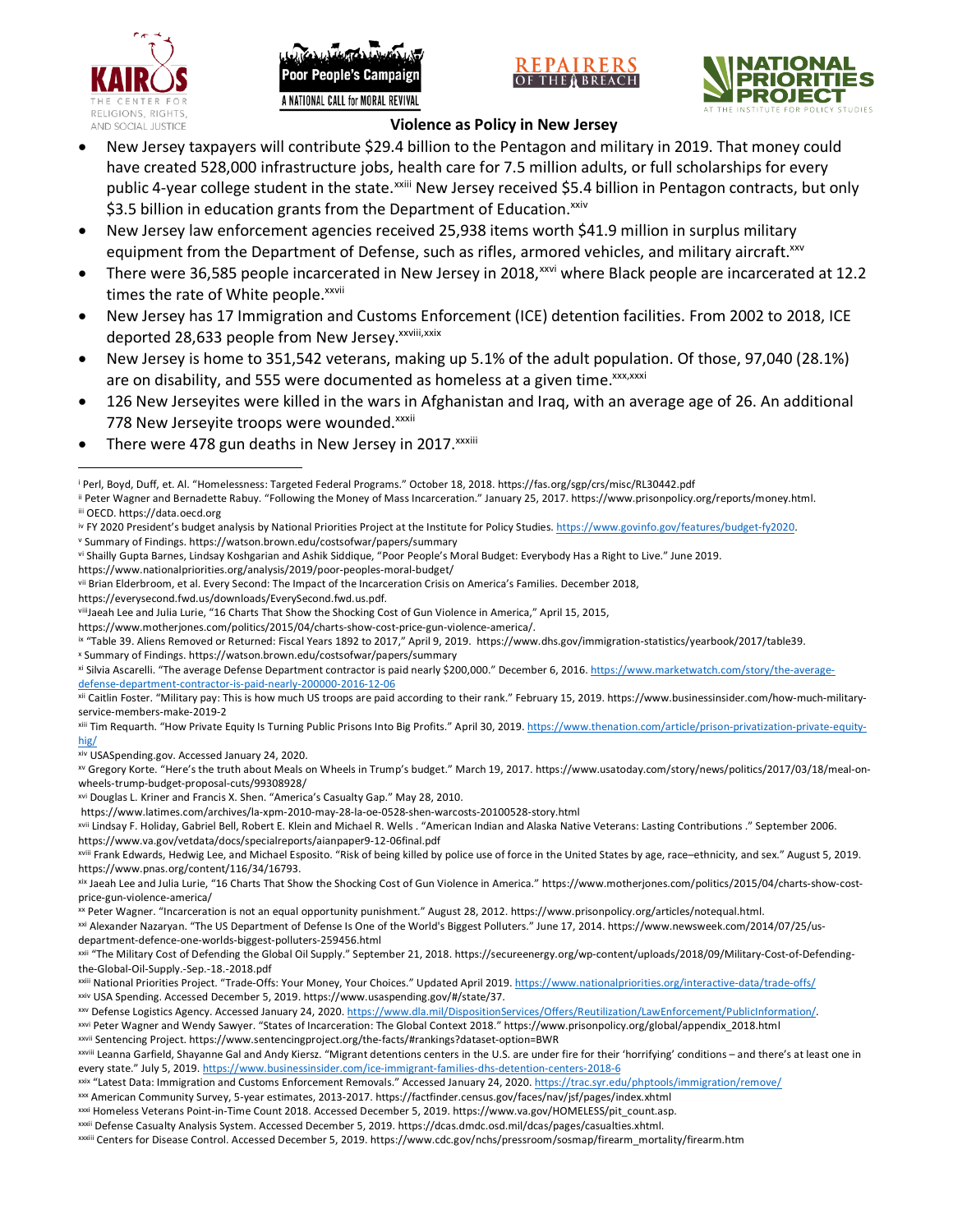**Violence as Policy in New Jersey**

- New Jersey taxpayers will contribute $29.4 billion to the Pentagon and military in 2019. That money could have created 528,000 infrastructure jobs, health care for 7.5 million adults, or full scholarships for every public 4-year college student in the state.[xxiii] New Jersey received $5.4 billion in Pentagon contracts, but only $3.5 billion in education grants from the Department of Education.[xxiv]
- New Jersey law enforcement agencies received 25,938 items worth $41.9 million in surplus military equipment from the Department of Defense, such as rifles, armored vehicles, and military aircraft.[xxv]
- There were 36,585 people incarcerated in New Jersey in 2018,[xxvi] where Black people are incarcerated at 12.2 times the rate of White people.[xxvii]
- New Jersey has 17 Immigration and Customs Enforcement (ICE) detention facilities. From 2002 to 2018, ICE deported 28,633 people from New Jersey.[xxviii,xxix]
- New Jersey is home to 351,542 veterans, making up 5.1% of the adult population. Of those, 97,040 (28.1%) are on disability, and 555 were documented as homeless at a given time.[xxx,xxxi]
- 126 New Jerseyites were killed in the wars in Afghanistan and Iraq, with an average age of 26. An additional 778 New Jerseyite troops were wounded.[xxxii]
- There were 478 gun deaths in New Jersey in 2017.[xxxiii]

---

[i] Perl, Boyd, Duff, et. Al. "Homelessness: Targeted Federal Programs." October 18, 2018. https://fas.org/sgp/crs/misc/RL30442.pdf

[ii] Peter Wagner and Bernadette Rabuy. "Following the Money of Mass Incarceration." January 25, 2017. https://www.prisonpolicy.org/reports/money.html.

[iii] OECD. https://data.oecd.org

[iv] FY 2020 President's budget analysis by National Priorities Project at the Institute for Policy Studies. https://www.govinfo.gov/features/budget-fy2020.

[v] Summary of Findings. https://watson.brown.edu/costsofwar/papers/summary

[vi] Shailly Gupta Barnes, Lindsay Koshgarian and Ashik Siddique, "Poor People's Moral Budget: Everybody Has a Right to Live." June 2019. https://www.nationalpriorities.org/analysis/2019/poor-peoples-moral-budget/

[vii] Brian Elderbroom, et al. Every Second: The Impact of the Incarceration Crisis on America's Families. December 2018, https://everysecond.fwd.us/downloads/EverySecond.fwd.us.pdf.

[viii] Jaeah Lee and Julia Lurie, "16 Charts That Show the Shocking Cost of Gun Violence in America," April 15, 2015, https://www.motherjones.com/politics/2015/04/charts-show-cost-price-gun-violence-america/.

[ix] "Table 39. Aliens Removed or Returned: Fiscal Years 1892 to 2017," April 9, 2019. https://www.dhs.gov/immigration-statistics/yearbook/2017/table39.

[x] Summary of Findings. https://watson.brown.edu/costsofwar/papers/summary

[xi] Silvia Ascarelli. "The average Defense Department contractor is paid nearly $200,000." December 6, 2016. https://www.marketwatch.com/story/the-average-defense-department-contractor-is-paid-nearly-200000-2016-12-06

[xii] Caitlin Foster. "Military pay: This is how much US troops are paid according to their rank." February 15, 2019. https://www.businessinsider.com/how-much-military-service-members-make-2019-2

[xiii] Tim Requarth. "How Private Equity Is Turning Public Prisons Into Big Profits." April 30, 2019. https://www.thenation.com/article/prison-privatization-private-equity-hig/

[xiv] USASpending.gov. Accessed January 24, 2020.

[xv] Gregory Korte. "Here's the truth about Meals on Wheels in Trump's budget." March 19, 2017. https://www.usatoday.com/story/news/politics/2017/03/18/meal-on-wheels-trump-budget-proposal-cuts/99308928/

[xvi] Douglas L. Kriner and Francis X. Shen. "America's Casualty Gap." May 28, 2010. https://www.latimes.com/archives/la-xpm-2010-may-28-la-oe-0528-shen-warcosts-20100528-story.html

[xvii] Lindsay F. Holiday, Gabriel Bell, Robert E. Klein and Michael R. Wells . "American Indian and Alaska Native Veterans: Lasting Contributions ." September 2006. https://www.va.gov/vetdata/docs/specialreports/aianpaper9-12-06final.pdf

[xviii] Frank Edwards, Hedwig Lee, and Michael Esposito. "Risk of being killed by police use of force in the United States by age, race–ethnicity, and sex." August 5, 2019. https://www.pnas.org/content/116/34/16793.

[xix] Jaeah Lee and Julia Lurie, "16 Charts That Show the Shocking Cost of Gun Violence in America." https://www.motherjones.com/politics/2015/04/charts-show-cost-price-gun-violence-america/

[xx] Peter Wagner. "Incarceration is not an equal opportunity punishment." August 28, 2012. https://www.prisonpolicy.org/articles/notequal.html.

[xxi] Alexander Nazaryan. "The US Department of Defense Is One of the World's Biggest Polluters." June 17, 2014. https://www.newsweek.com/2014/07/25/us-department-defence-one-worlds-biggest-polluters-259456.html

[xxii] "The Military Cost of Defending the Global Oil Supply." September 21, 2018. https://secureenergy.org/wp-content/uploads/2018/09/Military-Cost-of-Defending-the-Global-Oil-Supply.-Sep.-18.-2018.pdf

[xxiii] National Priorities Project. "Trade-Offs: Your Money, Your Choices." Updated April 2019. https://www.nationalpriorities.org/interactive-data/trade-offs/

[xxiv] USA Spending. Accessed December 5, 2019. https://www.usaspending.gov/#/state/37.

[xxv] Defense Logistics Agency. Accessed January 24, 2020. https://www.dla.mil/DispositionServices/Offers/Reutilization/LawEnforcement/PublicInformation/.

[xxvi] Peter Wagner and Wendy Sawyer. "States of Incarceration: The Global Context 2018." https://www.prisonpolicy.org/global/appendix_2018.html

[xxvii] Sentencing Project. https://www.sentencingproject.org/the-facts/#rankings?dataset-option=BWR

[xxviii] Leanna Garfield, Shayanne Gal and Andy Kiersz. "Migrant detentions centers in the U.S. are under fire for their 'horrifying' conditions – and there's at least one in every state." July 5, 2019. https://www.businessinsider.com/ice-immigrant-families-dhs-detention-centers-2018-6

[xxix] "Latest Data: Immigration and Customs Enforcement Removals." Accessed January 24, 2020. https://trac.syr.edu/phptools/immigration/remove/

[xxx] American Community Survey, 5-year estimates, 2013-2017. https://factfinder.census.gov/faces/nav/jsf/pages/index.xhtml

[xxxi] Homeless Veterans Point-in-Time Count 2018. Accessed December 5, 2019. https://www.va.gov/HOMELESS/pit_count.asp.

[xxxii] Defense Casualty Analysis System. Accessed December 5, 2019. https://dcas.dmdc.osd.mil/dcas/pages/casualties.xhtml.

[xxxiii] Centers for Disease Control. Accessed December 5, 2019. https://www.cdc.gov/nchs/pressroom/sosmap/firearm_mortality/firearm.htm